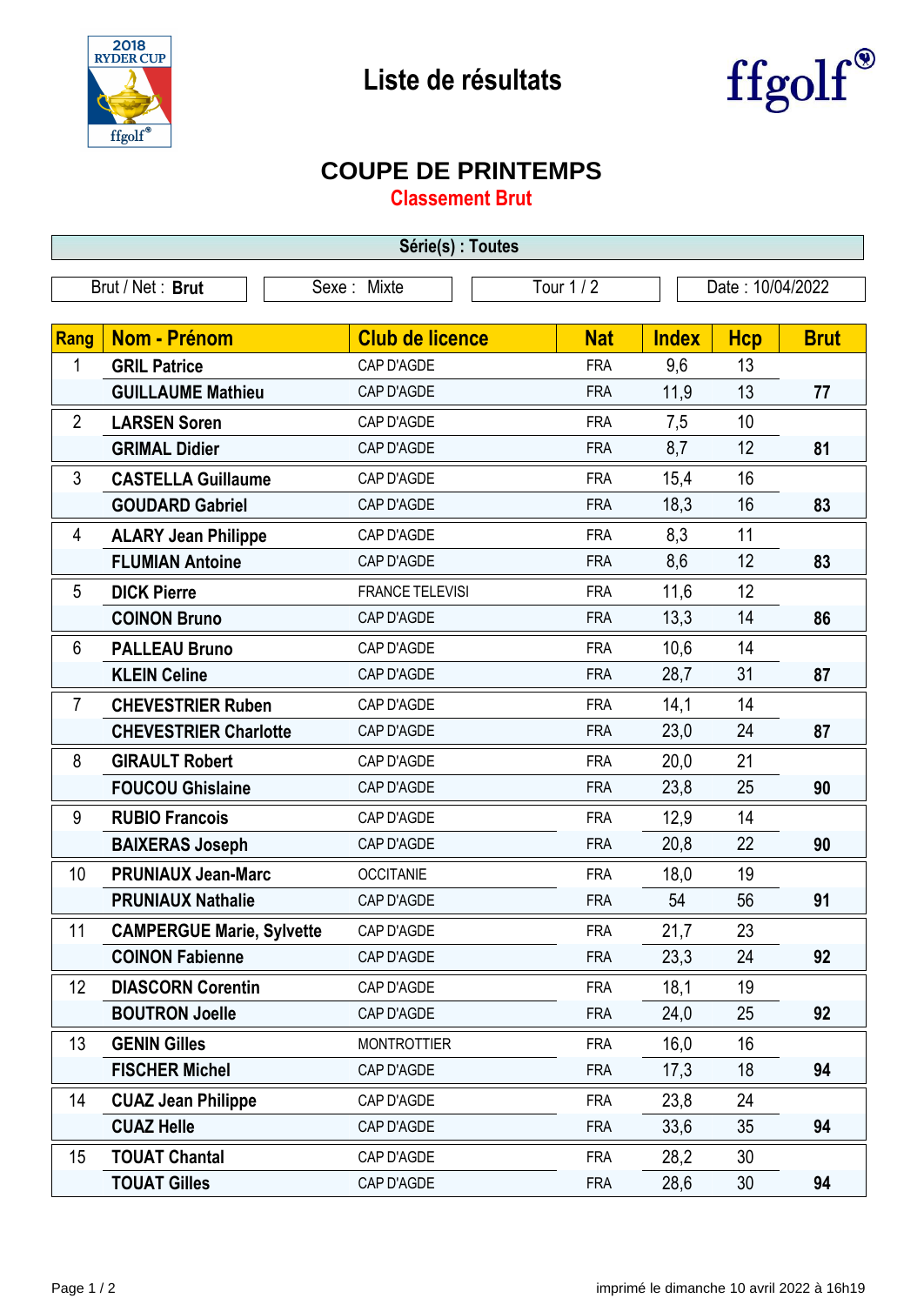# Liste de résultats

## COUPE DE PRINTEMPS

### Classement Brut

**Série(s) : Toutes**

| Brut / Net : **Brut** | Sexe : Mixte | Tour 1 / 2 | Date : 10/04/2022 |
|---|---|---|---|

| Rang | Nom - Prénom | Club de licence | Nat | Index | Hcp | Brut |
|---|---|---|---|---|---|---|
| 1 | **GRIL Patrice** | CAP D'AGDE | FRA | 9,6 | 13 | |
| | **GUILLAUME Mathieu** | CAP D'AGDE | FRA | 11,9 | 13 | **77** |
| 2 | **LARSEN Soren** | CAP D'AGDE | FRA | 7,5 | 10 | |
| | **GRIMAL Didier** | CAP D'AGDE | FRA | 8,7 | 12 | **81** |
| 3 | **CASTELLA Guillaume** | CAP D'AGDE | FRA | 15,4 | 16 | |
| | **GOUDARD Gabriel** | CAP D'AGDE | FRA | 18,3 | 16 | **83** |
| 4 | **ALARY Jean Philippe** | CAP D'AGDE | FRA | 8,3 | 11 | |
| | **FLUMIAN Antoine** | CAP D'AGDE | FRA | 8,6 | 12 | **83** |
| 5 | **DICK Pierre** | FRANCE TELEVISI | FRA | 11,6 | 12 | |
| | **COINON Bruno** | CAP D'AGDE | FRA | 13,3 | 14 | **86** |
| 6 | **PALLEAU Bruno** | CAP D'AGDE | FRA | 10,6 | 14 | |
| | **KLEIN Celine** | CAP D'AGDE | FRA | 28,7 | 31 | **87** |
| 7 | **CHEVESTRIER Ruben** | CAP D'AGDE | FRA | 14,1 | 14 | |
| | **CHEVESTRIER Charlotte** | CAP D'AGDE | FRA | 23,0 | 24 | **87** |
| 8 | **GIRAULT Robert** | CAP D'AGDE | FRA | 20,0 | 21 | |
| | **FOUCOU Ghislaine** | CAP D'AGDE | FRA | 23,8 | 25 | **90** |
| 9 | **RUBIO Francois** | CAP D'AGDE | FRA | 12,9 | 14 | |
| | **BAIXERAS Joseph** | CAP D'AGDE | FRA | 20,8 | 22 | **90** |
| 10 | **PRUNIAUX Jean-Marc** | OCCITANIE | FRA | 18,0 | 19 | |
| | **PRUNIAUX Nathalie** | CAP D'AGDE | FRA | 54 | 56 | **91** |
| 11 | **CAMPERGUE Marie, Sylvette** | CAP D'AGDE | FRA | 21,7 | 23 | |
| | **COINON Fabienne** | CAP D'AGDE | FRA | 23,3 | 24 | **92** |
| 12 | **DIASCORN Corentin** | CAP D'AGDE | FRA | 18,1 | 19 | |
| | **BOUTRON Joelle** | CAP D'AGDE | FRA | 24,0 | 25 | **92** |
| 13 | **GENIN Gilles** | MONTROTTIER | FRA | 16,0 | 16 | |
| | **FISCHER Michel** | CAP D'AGDE | FRA | 17,3 | 18 | **94** |
| 14 | **CUAZ Jean Philippe** | CAP D'AGDE | FRA | 23,8 | 24 | |
| | **CUAZ Helle** | CAP D'AGDE | FRA | 33,6 | 35 | **94** |
| 15 | **TOUAT Chantal** | CAP D'AGDE | FRA | 28,2 | 30 | |
| | **TOUAT Gilles** | CAP D'AGDE | FRA | 28,6 | 30 | **94** |

imprimé le dimanche 10 avril 2022 à 16h19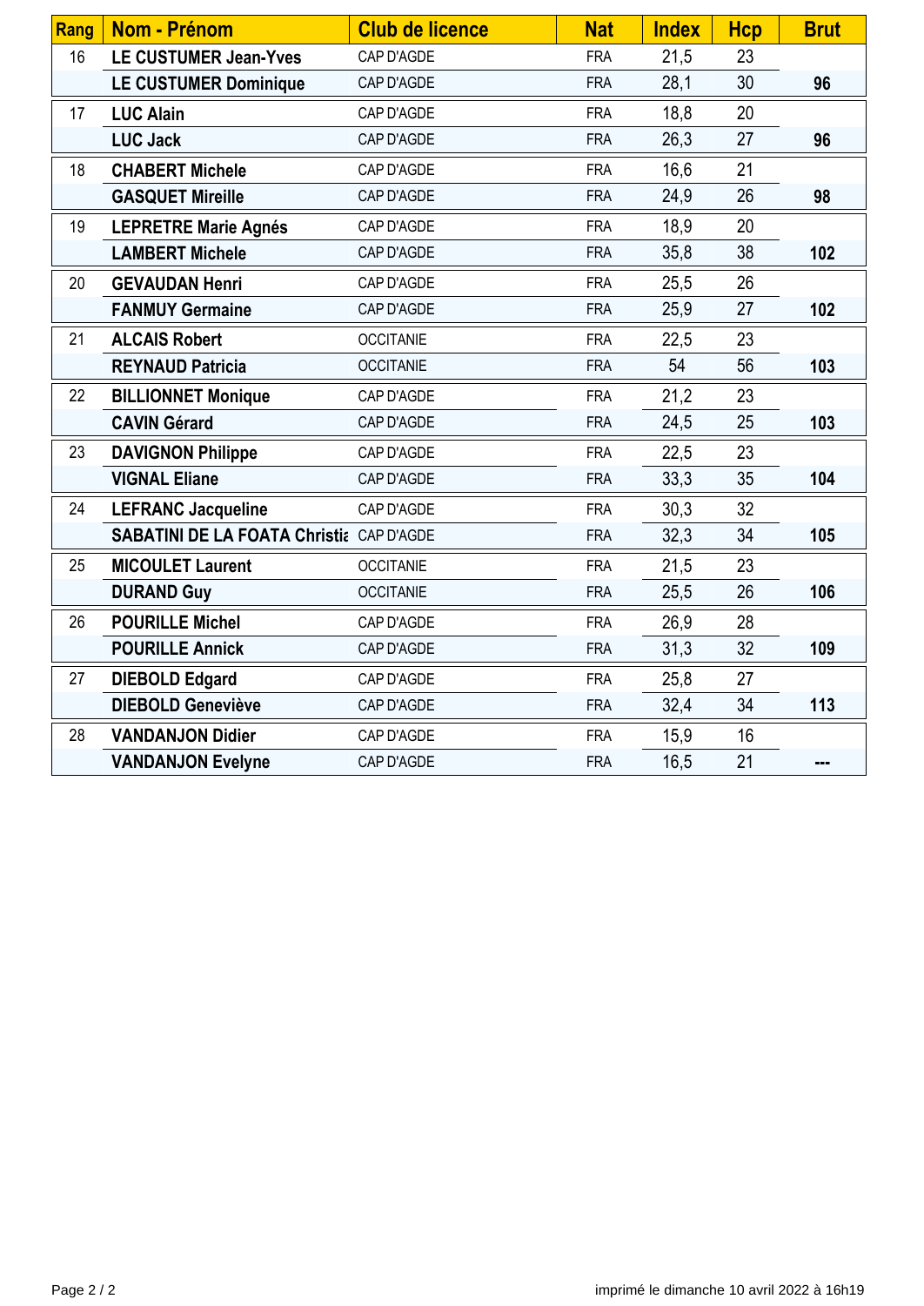| Rang | Nom - Prénom | Club de licence | Nat | Index | Hcp | Brut |
|---|---|---|---|---|---|---|
| 16 | **LE CUSTUMER Jean-Yves** | CAP D'AGDE | FRA | 21,5 | 23 | |
| | **LE CUSTUMER Dominique** | CAP D'AGDE | FRA | 28,1 | 30 | **96** |
| 17 | **LUC Alain** | CAP D'AGDE | FRA | 18,8 | 20 | |
| | **LUC Jack** | CAP D'AGDE | FRA | 26,3 | 27 | **96** |
| 18 | **CHABERT Michele** | CAP D'AGDE | FRA | 16,6 | 21 | |
| | **GASQUET Mireille** | CAP D'AGDE | FRA | 24,9 | 26 | **98** |
| 19 | **LEPRETRE Marie Agnés** | CAP D'AGDE | FRA | 18,9 | 20 | |
| | **LAMBERT Michele** | CAP D'AGDE | FRA | 35,8 | 38 | **102** |
| 20 | **GEVAUDAN Henri** | CAP D'AGDE | FRA | 25,5 | 26 | |
| | **FANMUY Germaine** | CAP D'AGDE | FRA | 25,9 | 27 | **102** |
| 21 | **ALCAIS Robert** | OCCITANIE | FRA | 22,5 | 23 | |
| | **REYNAUD Patricia** | OCCITANIE | FRA | 54 | 56 | **103** |
| 22 | **BILLIONNET Monique** | CAP D'AGDE | FRA | 21,2 | 23 | |
| | **CAVIN Gérard** | CAP D'AGDE | FRA | 24,5 | 25 | **103** |
| 23 | **DAVIGNON Philippe** | CAP D'AGDE | FRA | 22,5 | 23 | |
| | **VIGNAL Eliane** | CAP D'AGDE | FRA | 33,3 | 35 | **104** |
| 24 | **LEFRANC Jacqueline** | CAP D'AGDE | FRA | 30,3 | 32 | |
| | **SABATINI DE LA FOATA Christia** | CAP D'AGDE | FRA | 32,3 | 34 | **105** |
| 25 | **MICOULET Laurent** | OCCITANIE | FRA | 21,5 | 23 | |
| | **DURAND Guy** | OCCITANIE | FRA | 25,5 | 26 | **106** |
| 26 | **POURILLE Michel** | CAP D'AGDE | FRA | 26,9 | 28 | |
| | **POURILLE Annick** | CAP D'AGDE | FRA | 31,3 | 32 | **109** |
| 27 | **DIEBOLD Edgard** | CAP D'AGDE | FRA | 25,8 | 27 | |
| | **DIEBOLD Geneviève** | CAP D'AGDE | FRA | 32,4 | 34 | **113** |
| 28 | **VANDANJON Didier** | CAP D'AGDE | FRA | 15,9 | 16 | |
| | **VANDANJON Evelyne** | CAP D'AGDE | FRA | 16,5 | 21 | **---** |

imprimé le dimanche 10 avril 2022 à 16h19